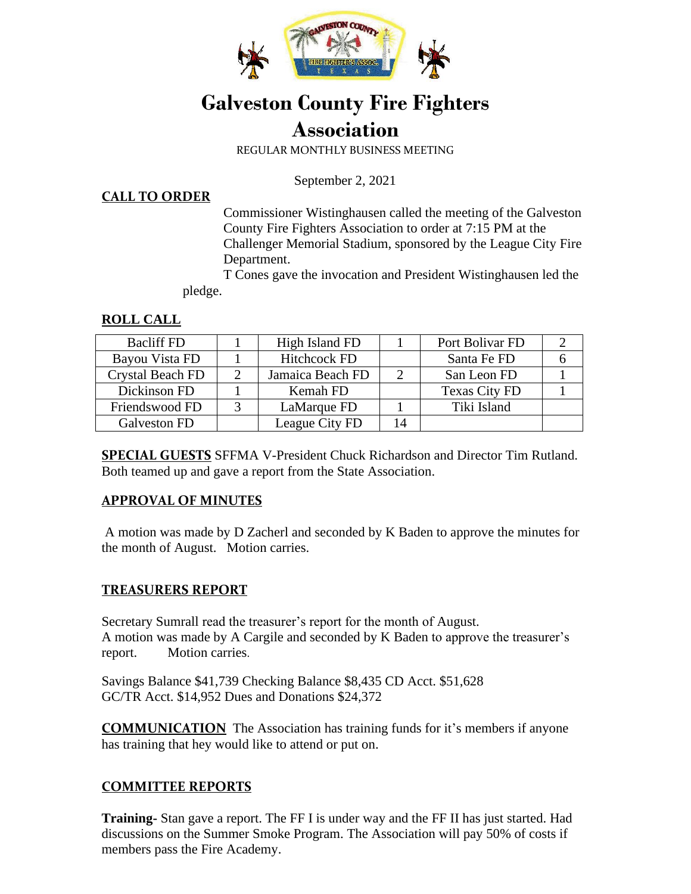# Galveston County Fire Fighters Association

REGULAR MONTHLY BUSINESS MEETING

September 2, 2021

## CALL TO ORDER

Commissioner Wistinghausen called the meeting of the Galveston County Fire Fighters Association to order at 7:15 PM at the Challenger Memorial Stadium, sponsored by the League City Fire Department.

T Cones gave the invocation and President Wistinghausen led the pledge.

## ROLL CALL

| Bacliff FD | 1 | High Island FD | 1 | Port Bolivar FD | 2 |
|---|---|---|---|---|---|
| Bayou Vista FD | 1 | Hitchcock FD | | Santa Fe FD | 6 |
| Crystal Beach FD | 2 | Jamaica Beach FD | 2 | San Leon FD | 1 |
| Dickinson FD | 1 | Kemah FD | | Texas City FD | 1 |
| Friendswood FD | 3 | LaMarque FD | 1 | Tiki Island | |
| Galveston FD | | League City FD | 14 | | |

**SPECIAL GUESTS** SFFMA V-President Chuck Richardson and Director Tim Rutland. Both teamed up and gave a report from the State Association.

## APPROVAL OF MINUTES

A motion was made by D Zacherl and seconded by K Baden to approve the minutes for the month of August. Motion carries.

## TREASURERS REPORT

Secretary Sumrall read the treasurer's report for the month of August.
A motion was made by A Cargile and seconded by K Baden to approve the treasurer's report. Motion carries.

Savings Balance $41,739 Checking Balance $8,435 CD Acct. $51,628
GC/TR Acct. $14,952 Dues and Donations $24,372

**COMMUNICATION** The Association has training funds for it's members if anyone has training that hey would like to attend or put on.

## COMMITTEE REPORTS

**Training**- Stan gave a report. The FF I is under way and the FF II has just started. Had discussions on the Summer Smoke Program. The Association will pay 50% of costs if members pass the Fire Academy.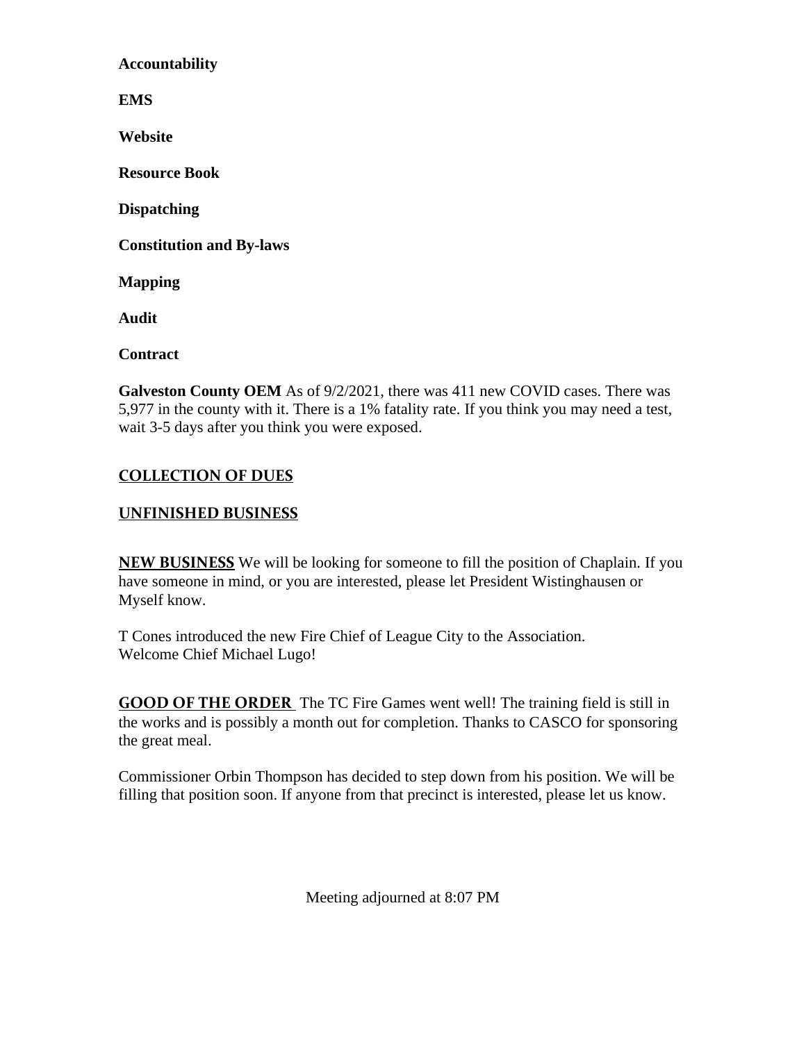**Accountability**

**EMS**

**Website**

**Resource Book**

**Dispatching**

**Constitution and By-laws**

**Mapping**

**Audit**

**Contract**

**Galveston County OEM** As of 9/2/2021, there was 411 new COVID cases. There was 5,977 in the county with it. There is a 1% fatality rate. If you think you may need a test, wait 3-5 days after you think you were exposed.

**COLLECTION OF DUES**

**UNFINISHED BUSINESS**

**NEW BUSINESS** We will be looking for someone to fill the position of Chaplain. If you have someone in mind, or you are interested, please let President Wistinghausen or Myself know.

T Cones introduced the new Fire Chief of League City to the Association. Welcome Chief Michael Lugo!

**GOOD OF THE ORDER** The TC Fire Games went well! The training field is still in the works and is possibly a month out for completion. Thanks to CASCO for sponsoring the great meal.

Commissioner Orbin Thompson has decided to step down from his position. We will be filling that position soon. If anyone from that precinct is interested, please let us know.

Meeting adjourned at 8:07 PM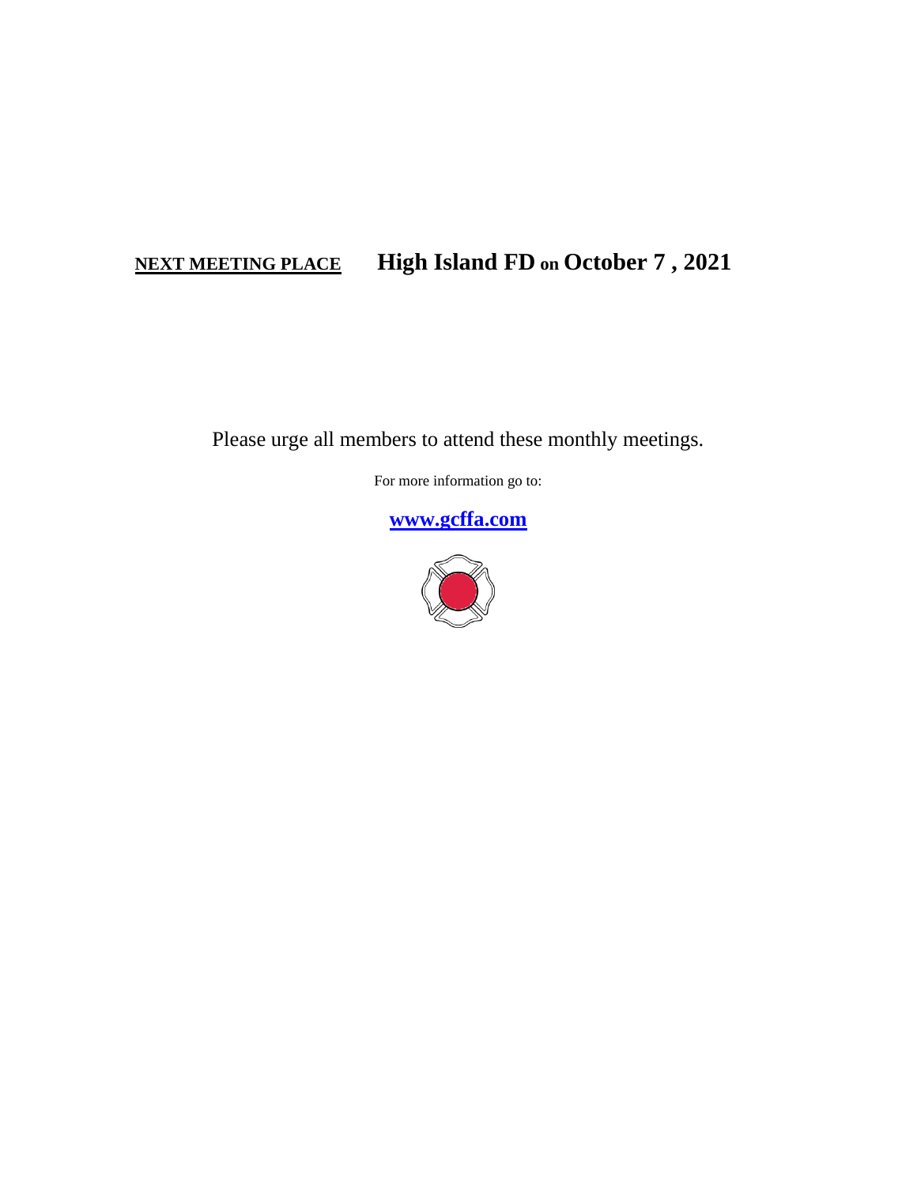**NEXT MEETING PLACE** **High Island FD on October 7 , 2021**

Please urge all members to attend these monthly meetings.

For more information go to:

**www.gcffa.com**